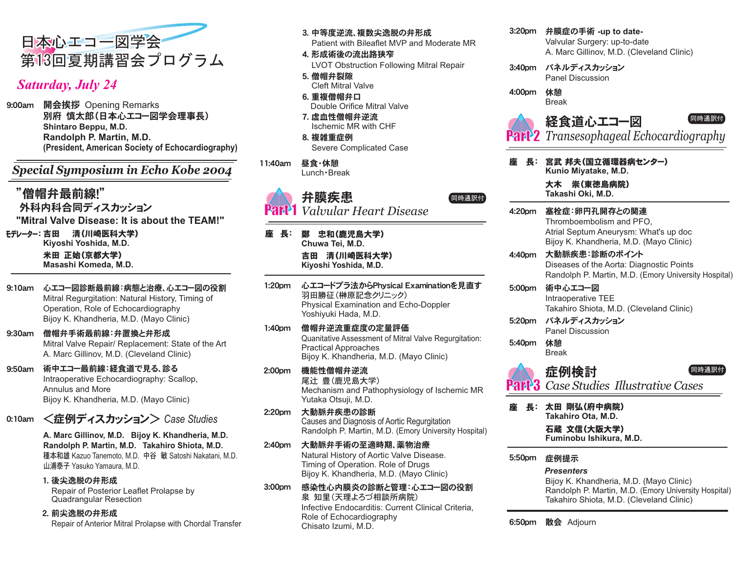# 日本心エコー図学会 第13回夏期講習会プログラム

## *Saturday, July 24*

**9:00am** **開会挨拶** Opening Remarks
**別府 慎太郎（日本心エコー図学会理事長）**
**Shintaro Beppu, M.D.**
**Randolph P. Martin, M.D.**
**(President, American Society of Echocardiography)**

## *Special Symposium in Echo Kobe 2004*

### ”僧帽弁最前線!”
### 外科内科合同ディスカッション
### "Mitral Valve Disease: It is about the TEAM!"

**モデレーター: 吉田 清（川崎医科大学）**
**Kiyoshi Yoshida, M.D.**
**米田 正始（京都大学）**
**Masashi Komeda, M.D.**

**9:10am** **心エコー図診断最前線：病態と治療、心エコー図の役割**
Mitral Regurgitation: Natural History, Timing of Operation, Role of Echocardiography
Bijoy K. Khandheria, M.D. (Mayo Clinic)

**9:30am** **僧帽弁手術最前線：弁置換と弁形成**
Mitral Valve Repair/ Replacement: State of the Art
A. Marc Gillinov, M.D. (Cleveland Clinic)

**9:50am** **術中エコー最前線：経食道で見る、診る**
Intraoperative Echocardiography: Scallop, Annulus and More
Bijoy K. Khandheria, M.D. (Mayo Clinic)

**0:10am** **＜症例ディスカッション＞** *Case Studies*

**A. Marc Gillinov, M.D.　Bijoy K. Khandheria, M.D.**
**Randolph P. Martin, M.D.　Takahiro Shiota, M.D.**
種本和雄 Kazuo Tanemoto, M.D.　中谷 敏 Satoshi Nakatani, M.D.
山浦泰子 Yasuko Yamaura, M.D.

1. **後尖逸脱の弁形成**
   Repair of Posterior Leaflet Prolapse by Quadrangular Resection
2. **前尖逸脱の弁形成**
   Repair of Anterior Mitral Prolapse with Chordal Transfer
3. **中等度逆流、複数尖逸脱の弁形成**
   Patient with Bileaflet MVP and Moderate MR
4. **形成術後の流出路狭窄**
   LVOT Obstruction Following Mitral Repair
5. **僧帽弁裂隙**
   Cleft Mitral Valve
6. **重複僧帽弁口**
   Double Orifice Mitral Valve
7. **虚血性僧帽弁逆流**
   Ischemic MR with CHF
8. **複雑重症例**
   Severe Complicated Case

**11:40am** **昼食・休憩**
Lunch・Break

## Part 1 弁膜疾患 *Valvular Heart Disease*　同時通訳付

**座　長: 鄭　忠和（鹿児島大学）**
**Chuwa Tei, M.D.**
**吉田　清（川崎医科大学）**
**Kiyoshi Yoshida, M.D.**

**1:20pm** **心エコードプラ法からPhysical Examinationを見直す**
羽田勝征（榊原記念クリニック）
Physical Examination and Echo-Doppler
Yoshiyuki Hada, M.D.

**1:40pm** **僧帽弁逆流重症度の定量評価**
Quanitative Assessment of Mitral Valve Regurgitation: Practical Approaches
Bijoy K. Khandheria, M.D. (Mayo Clinic)

**2:00pm** **機能性僧帽弁逆流**
尾辻　豊（鹿児島大学）
Mechanism and Pathophysiology of Ischemic MR
Yutaka Otsuji, M.D.

**2:20pm** **大動脈弁疾患の診断**
Causes and Diagnosis of Aortic Regurgitation
Randolph P. Martin, M.D. (Emory University Hospital)

**2:40pm** **大動脈弁手術の至適時期、薬物治療**
Natural History of Aortic Valve Disease. Timing of Operation. Role of Drugs
Bijoy K. Khandheria, M.D. (Mayo Clinic)

**3:00pm** **感染性心内膜炎の診断と管理：心エコー図の役割**
泉　知里（天理よろづ相談所病院）
Infective Endocarditis: Current Clinical Criteria, Role of Echocardiography
Chisato Izumi, M.D.

**3:20pm** **弁膜症の手術 -up to date-**
Valvular Surgery: up-to-date
A. Marc Gillinov, M.D. (Cleveland Clinic)

**3:40pm** **パネルディスカッション**
Panel Discussion

**4:00pm** **休憩**
Break

## Part 2 経食道心エコー図 *Transesophageal Echocardiography*　同時通訳付

**座　長: 宮武 邦夫（国立循環器病センター）**
**Kunio Miyatake, M.D.**
**大木　崇（東徳島病院）**
**Takashi Oki, M.D.**

**4:20pm** **塞栓症：卵円孔開存との関連**
Thromboembolism and PFO, Atrial Septum Aneurysm: What's up doc
Bijoy K. Khandheria, M.D. (Mayo Clinic)

**4:40pm** **大動脈疾患：診断のポイント**
Diseases of the Aorta: Diagnostic Points
Randolph P. Martin, M.D. (Emory University Hospital)

**5:00pm** **術中心エコー図**
Intraoperative TEE
Takahiro Shiota, M.D. (Cleveland Clinic)

**5:20pm** **パネルディスカッション**
Panel Discussion

**5:40pm** **休憩**
Break

## Part 3 症例検討 *Case Studies Illustrative Cases*　同時通訳付

**座　長: 太田 剛弘（府中病院）**
**Takahiro Ota, M.D.**
**石蔵 文信（大阪大学）**
**Fuminobu Ishikura, M.D.**

**5:50pm** **症例提示**
***Presenters***
Bijoy K. Khandheria, M.D. (Mayo Clinic)
Randolph P. Martin, M.D. (Emory University Hospital)
Takahiro Shiota, M.D. (Cleveland Clinic)

**6:50pm** **散会** Adjourn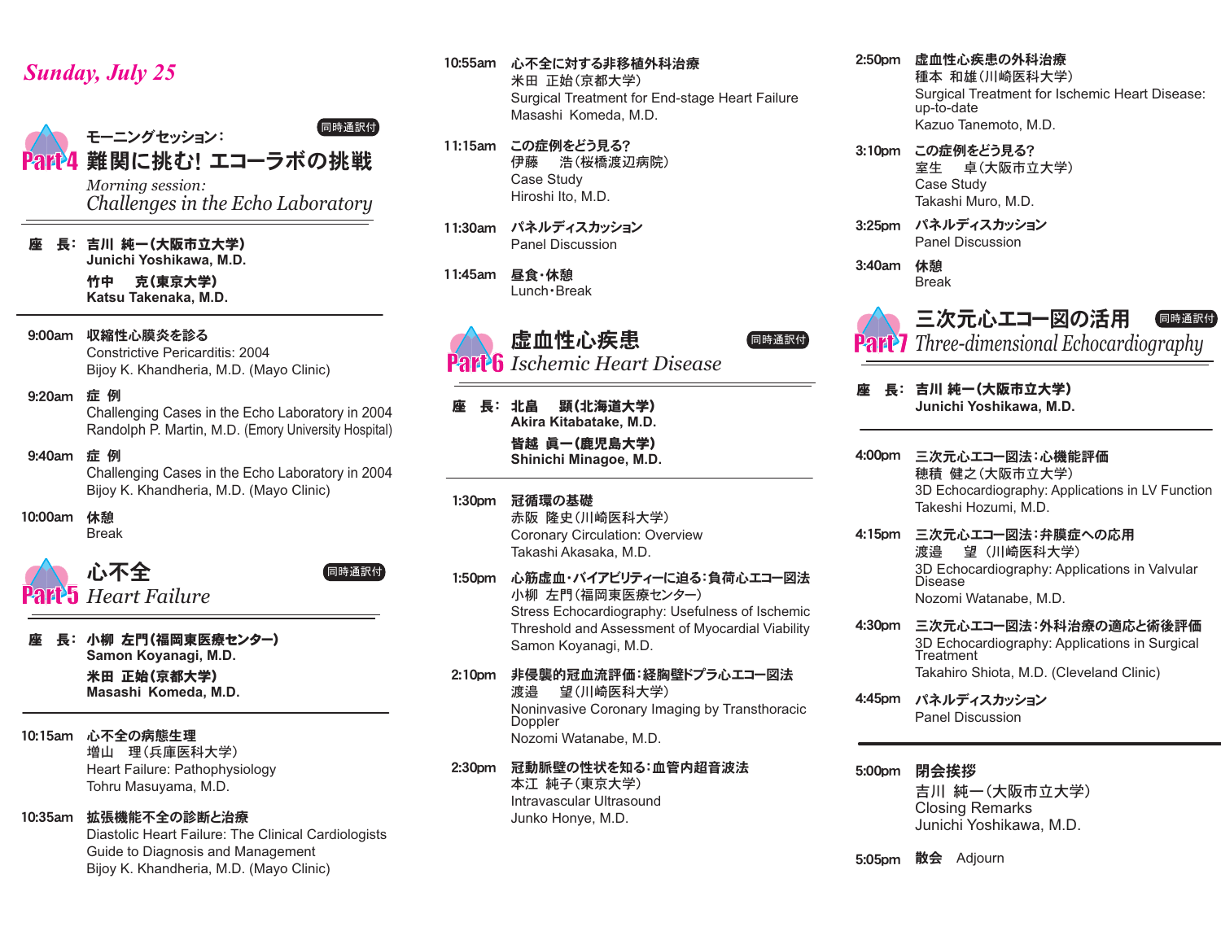*Sunday, July 25*

## Part 4 モーニングセッション：難関に挑む！エコーラボの挑戦

同時通訳付

*Morning session: Challenges in the Echo Laboratory*

**座　長：吉川　純一（大阪市立大学）**
**Junichi Yoshikawa, M.D.**
**竹中　　克（東京大学）**
**Katsu Takenaka, M.D.**

9:00am　**収縮性心膜炎を診る**
Constrictive Pericarditis: 2004
Bijoy K. Khandheria, M.D. (Mayo Clinic)

9:20am　**症 例**
Challenging Cases in the Echo Laboratory in 2004
Randolph P. Martin, M.D. (Emory University Hospital)

9:40am　**症 例**
Challenging Cases in the Echo Laboratory in 2004
Bijoy K. Khandheria, M.D. (Mayo Clinic)

10:00am　**休憩**
Break

## Part 5 心不全

同時通訳付

*Heart Failure*

**座　長：小柳　左門（福岡東医療センター）**
**Samon Koyanagi, M.D.**
**米田　正始（京都大学）**
**Masashi Komeda, M.D.**

10:15am　**心不全の病態生理**
増山　理（兵庫医科大学）
Heart Failure: Pathophysiology
Tohru Masuyama, M.D.

10:35am　**拡張機能不全の診断と治療**
Diastolic Heart Failure: The Clinical Cardiologists Guide to Diagnosis and Management
Bijoy K. Khandheria, M.D. (Mayo Clinic)

10:55am　**心不全に対する非移植外科治療**
米田　正始（京都大学）
Surgical Treatment for End-stage Heart Failure
Masashi Komeda, M.D.

11:15am　**この症例をどう見る?**
伊藤　　浩（桜橋渡辺病院）
Case Study
Hiroshi Ito, M.D.

11:30am　**パネルディスカッション**
Panel Discussion

11:45am　**昼食・休憩**
Lunch・Break

## Part 6 虚血性心疾患

同時通訳付

*Ischemic Heart Disease*

**座　長：北畠　　顕（北海道大学）**
**Akira Kitabatake, M.D.**
**皆越　眞一（鹿児島大学）**
**Shinichi Minagoe, M.D.**

1:30pm　**冠循環の基礎**
赤阪　隆史（川崎医科大学）
Coronary Circulation: Overview
Takashi Akasaka, M.D.

1:50pm　**心筋虚血・バイアビリティーに迫る：負荷心エコー図法**
小柳　左門（福岡東医療センター）
Stress Echocardiography: Usefulness of Ischemic Threshold and Assessment of Myocardial Viability
Samon Koyanagi, M.D.

2:10pm　**非侵襲的冠血流評価：経胸壁ドプラ心エコー図法**
渡邉　　望（川崎医科大学）
Noninvasive Coronary Imaging by Transthoracic Doppler
Nozomi Watanabe, M.D.

2:30pm　**冠動脈壁の性状を知る：血管内超音波法**
本江　純子（東京大学）
Intravascular Ultrasound
Junko Honye, M.D.

2:50pm　**虚血性心疾患の外科治療**
種本　和雄（川崎医科大学）
Surgical Treatment for Ischemic Heart Disease: up-to-date
Kazuo Tanemoto, M.D.

3:10pm　**この症例をどう見る?**
室生　　卓（大阪市立大学）
Case Study
Takashi Muro, M.D.

3:25pm　**パネルディスカッション**
Panel Discussion

3:40am　**休憩**
Break

## Part 7 三次元心エコー図の活用

同時通訳付

*Three-dimensional Echocardiography*

**座　長：吉川 純一（大阪市立大学）**
**Junichi Yoshikawa, M.D.**

4:00pm　**三次元心エコー図法：心機能評価**
穂積　健之（大阪市立大学）
3D Echocardiography: Applications in LV Function
Takeshi Hozumi, M.D.

4:15pm　**三次元心エコー図法：弁膜症への応用**
渡邉　　望（川崎医科大学）
3D Echocardiography: Applications in Valvular Disease
Nozomi Watanabe, M.D.

4:30pm　**三次元心エコー図法：外科治療の適応と術後評価**
3D Echocardiography: Applications in Surgical Treatment
Takahiro Shiota, M.D. (Cleveland Clinic)

4:45pm　**パネルディスカッション**
Panel Discussion

5:00pm　**閉会挨拶**
吉川　純一（大阪市立大学）
Closing Remarks
Junichi Yoshikawa, M.D.

5:05pm　**散会**　Adjourn